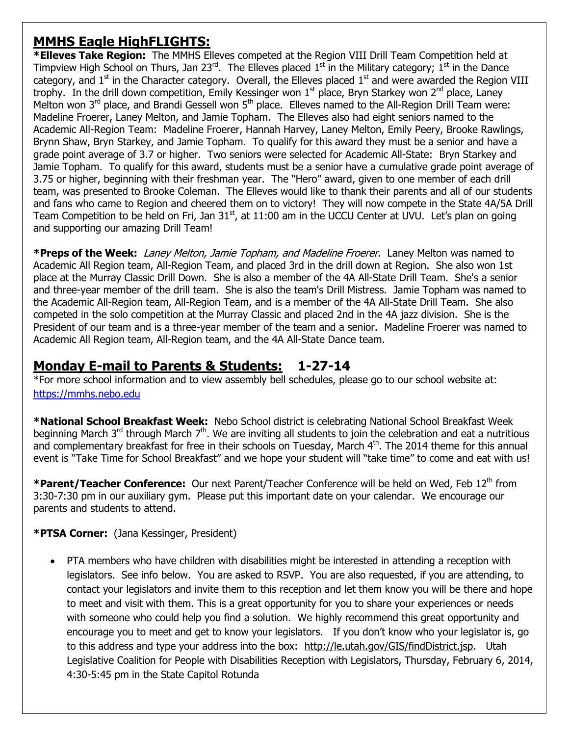## MMHS Eagle HighFLIGHTS:

**\*Elleves Take Region:** The MMHS Elleves competed at the Region VIII Drill Team Competition held at Timpview High School on Thurs, Jan 23rd. The Elleves placed 1st in the Military category; 1st in the Dance category, and 1st in the Character category. Overall, the Elleves placed 1st and were awarded the Region VIII trophy. In the drill down competition, Emily Kessinger won 1st place, Bryn Starkey won 2nd place, Laney Melton won 3rd place, and Brandi Gessell won 5th place. Elleves named to the All-Region Drill Team were: Madeline Froerer, Laney Melton, and Jamie Topham. The Elleves also had eight seniors named to the Academic All-Region Team: Madeline Froerer, Hannah Harvey, Laney Melton, Emily Peery, Brooke Rawlings, Brynn Shaw, Bryn Starkey, and Jamie Topham. To qualify for this award they must be a senior and have a grade point average of 3.7 or higher. Two seniors were selected for Academic All-State: Bryn Starkey and Jamie Topham. To qualify for this award, students must be a senior have a cumulative grade point average of 3.75 or higher, beginning with their freshman year. The "Hero" award, given to one member of each drill team, was presented to Brooke Coleman. The Elleves would like to thank their parents and all of our students and fans who came to Region and cheered them on to victory! They will now compete in the State 4A/5A Drill Team Competition to be held on Fri, Jan 31st, at 11:00 am in the UCCU Center at UVU. Let's plan on going and supporting our amazing Drill Team!

**\*Preps of the Week:** *Laney Melton, Jamie Topham, and Madeline Froerer*. Laney Melton was named to Academic All Region team, All-Region Team, and placed 3rd in the drill down at Region. She also won 1st place at the Murray Classic Drill Down. She is also a member of the 4A All-State Drill Team. She's a senior and three-year member of the drill team. She is also the team's Drill Mistress. Jamie Topham was named to the Academic All-Region team, All-Region Team, and is a member of the 4A All-State Drill Team. She also competed in the solo competition at the Murray Classic and placed 2nd in the 4A jazz division. She is the President of our team and is a three-year member of the team and a senior. Madeline Froerer was named to Academic All Region team, All-Region team, and the 4A All-State Dance team.

## Monday E-mail to Parents & Students: 1-27-14

*For more school information and to view assembly bell schedules, please go to our school website at: https://mmhs.nebo.edu

**\*National School Breakfast Week:** Nebo School district is celebrating National School Breakfast Week beginning March 3rd through March 7th. We are inviting all students to join the celebration and eat a nutritious and complementary breakfast for free in their schools on Tuesday, March 4th. The 2014 theme for this annual event is "Take Time for School Breakfast" and we hope your student will "take time" to come and eat with us!

**\*Parent/Teacher Conference:** Our next Parent/Teacher Conference will be held on Wed, Feb 12th from 3:30-7:30 pm in our auxiliary gym. Please put this important date on your calendar. We encourage our parents and students to attend.

**\*PTSA Corner:** (Jana Kessinger, President)

- PTA members who have children with disabilities might be interested in attending a reception with legislators. See info below. You are asked to RSVP. You are also requested, if you are attending, to contact your legislators and invite them to this reception and let them know you will be there and hope to meet and visit with them. This is a great opportunity for you to share your experiences or needs with someone who could help you find a solution. We highly recommend this great opportunity and encourage you to meet and get to know your legislators. If you don't know who your legislator is, go to this address and type your address into the box: http://le.utah.gov/GIS/findDistrict.jsp. Utah Legislative Coalition for People with Disabilities Reception with Legislators, Thursday, February 6, 2014, 4:30-5:45 pm in the State Capitol Rotunda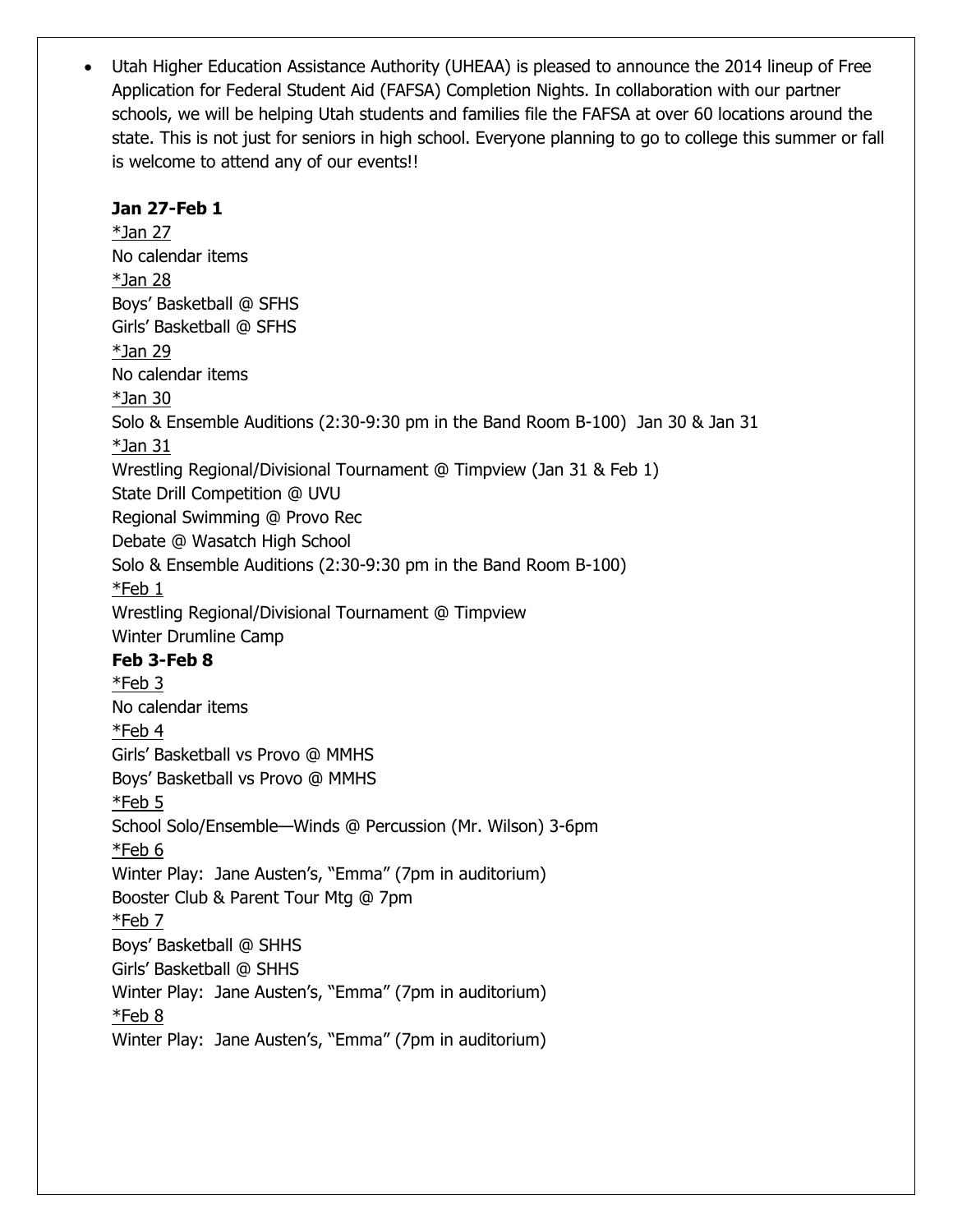- Utah Higher Education Assistance Authority (UHEAA) is pleased to announce the 2014 lineup of Free Application for Federal Student Aid (FAFSA) Completion Nights. In collaboration with our partner schools, we will be helping Utah students and families file the FAFSA at over 60 locations around the state. This is not just for seniors in high school. Everyone planning to go to college this summer or fall is welcome to attend any of our events!!

**Jan 27-Feb 1**

*Jan 27
No calendar items

*Jan 28
Boys' Basketball @ SFHS
Girls' Basketball @ SFHS

*Jan 29
No calendar items

*Jan 30
Solo & Ensemble Auditions (2:30-9:30 pm in the Band Room B-100) Jan 30 & Jan 31

*Jan 31
Wrestling Regional/Divisional Tournament @ Timpview (Jan 31 & Feb 1)
State Drill Competition @ UVU
Regional Swimming @ Provo Rec
Debate @ Wasatch High School
Solo & Ensemble Auditions (2:30-9:30 pm in the Band Room B-100)

*Feb 1
Wrestling Regional/Divisional Tournament @ Timpview
Winter Drumline Camp

**Feb 3-Feb 8**

*Feb 3
No calendar items

*Feb 4
Girls' Basketball vs Provo @ MMHS
Boys' Basketball vs Provo @ MMHS

*Feb 5
School Solo/Ensemble—Winds @ Percussion (Mr. Wilson) 3-6pm

*Feb 6
Winter Play: Jane Austen's, "Emma" (7pm in auditorium)
Booster Club & Parent Tour Mtg @ 7pm

*Feb 7
Boys' Basketball @ SHHS
Girls' Basketball @ SHHS
Winter Play: Jane Austen's, "Emma" (7pm in auditorium)

*Feb 8
Winter Play: Jane Austen's, "Emma" (7pm in auditorium)